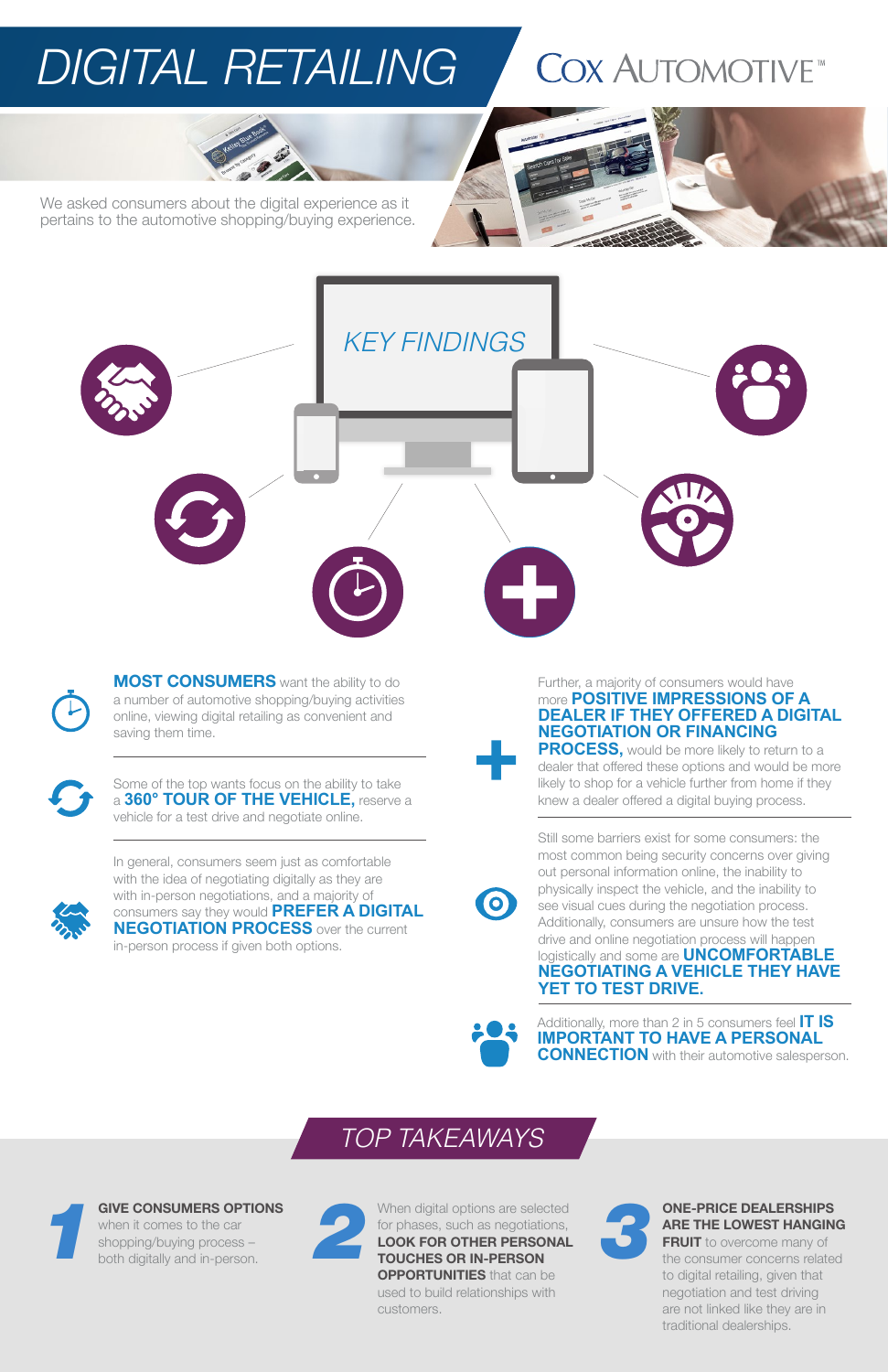# DIGITAL RETAILING

COX AUTOMOTIVE™

We asked consumers about the digital experience as it pertains to the automotive shopping/buying experience.

## KEY FINDINGS

**MOST CONSUMERS** want the ability to do a number of automotive shopping/buying activities online, viewing digital retailing as convenient and saving them time.

Some of the top wants focus on the ability to take a **360° TOUR OF THE VEHICLE,** reserve a vehicle for a test drive and negotiate online.

In general, consumers seem just as comfortable with the idea of negotiating digitally as they are with in-person negotiations, and a majority of consumers say they would **PREFER A DIGITAL NEGOTIATION PROCESS** over the current in-person process if given both options.

Further, a majority of consumers would have more **POSITIVE IMPRESSIONS OF A DEALER IF THEY OFFERED A DIGITAL NEGOTIATION OR FINANCING PROCESS,** would be more likely to return to a dealer that offered these options and would be more likely to shop for a vehicle further from home if they knew a dealer offered a digital buying process.

Still some barriers exist for some consumers: the most common being security concerns over giving out personal information online, the inability to physically inspect the vehicle, and the inability to see visual cues during the negotiation process. Additionally, consumers are unsure how the test drive and online negotiation process will happen logistically and some are **UNCOMFORTABLE NEGOTIATING A VEHICLE THEY HAVE YET TO TEST DRIVE.**

Additionally, more than 2 in 5 consumers feel **IT IS IMPORTANT TO HAVE A PERSONAL CONNECTION** with their automotive salesperson.

## TOP TAKEAWAYS

**1** **GIVE CONSUMERS OPTIONS** when it comes to the car shopping/buying process – both digitally and in-person.

**2** When digital options are selected for phases, such as negotiations, **LOOK FOR OTHER PERSONAL TOUCHES OR IN-PERSON OPPORTUNITIES** that can be used to build relationships with customers.

**3** **ONE-PRICE DEALERSHIPS ARE THE LOWEST HANGING FRUIT** to overcome many of the consumer concerns related to digital retailing, given that negotiation and test driving are not linked like they are in traditional dealerships.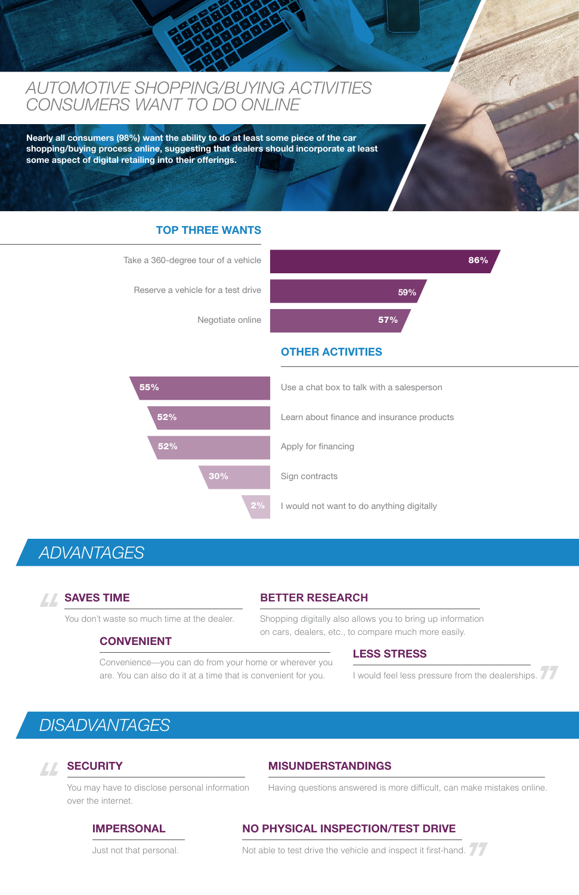# AUTOMOTIVE SHOPPING/BUYING ACTIVITIES CONSUMERS WANT TO DO ONLINE

**Nearly all consumers (98%) want the ability to do at least some piece of the car shopping/buying process online, suggesting that dealers should incorporate at least some aspect of digital retailing into their offerings.**

## TOP THREE WANTS

| Activity | Percentage |
|---|---|
| Take a 360-degree tour of a vehicle | 86% |
| Reserve a vehicle for a test drive | 59% |
| Negotiate online | 57% |

## OTHER ACTIVITIES

| Activity | Percentage |
|---|---|
| Use a chat box to talk with a salesperson | 55% |
| Learn about finance and insurance products | 52% |
| Apply for financing | 52% |
| Sign contracts | 30% |
| I would not want to do anything digitally | 2% |

## ADVANTAGES

### SAVES TIME

You don't waste so much time at the dealer.

### BETTER RESEARCH

Shopping digitally also allows you to bring up information on cars, dealers, etc., to compare much more easily.

### CONVENIENT

Convenience—you can do from your home or wherever you are. You can also do it at a time that is convenient for you.

### LESS STRESS

I would feel less pressure from the dealerships.

## DISADVANTAGES

### SECURITY

You may have to disclose personal information over the internet.

### MISUNDERSTANDINGS

Having questions answered is more difficult, can make mistakes online.

### IMPERSONAL

Just not that personal.

### NO PHYSICAL INSPECTION/TEST DRIVE

Not able to test drive the vehicle and inspect it first-hand.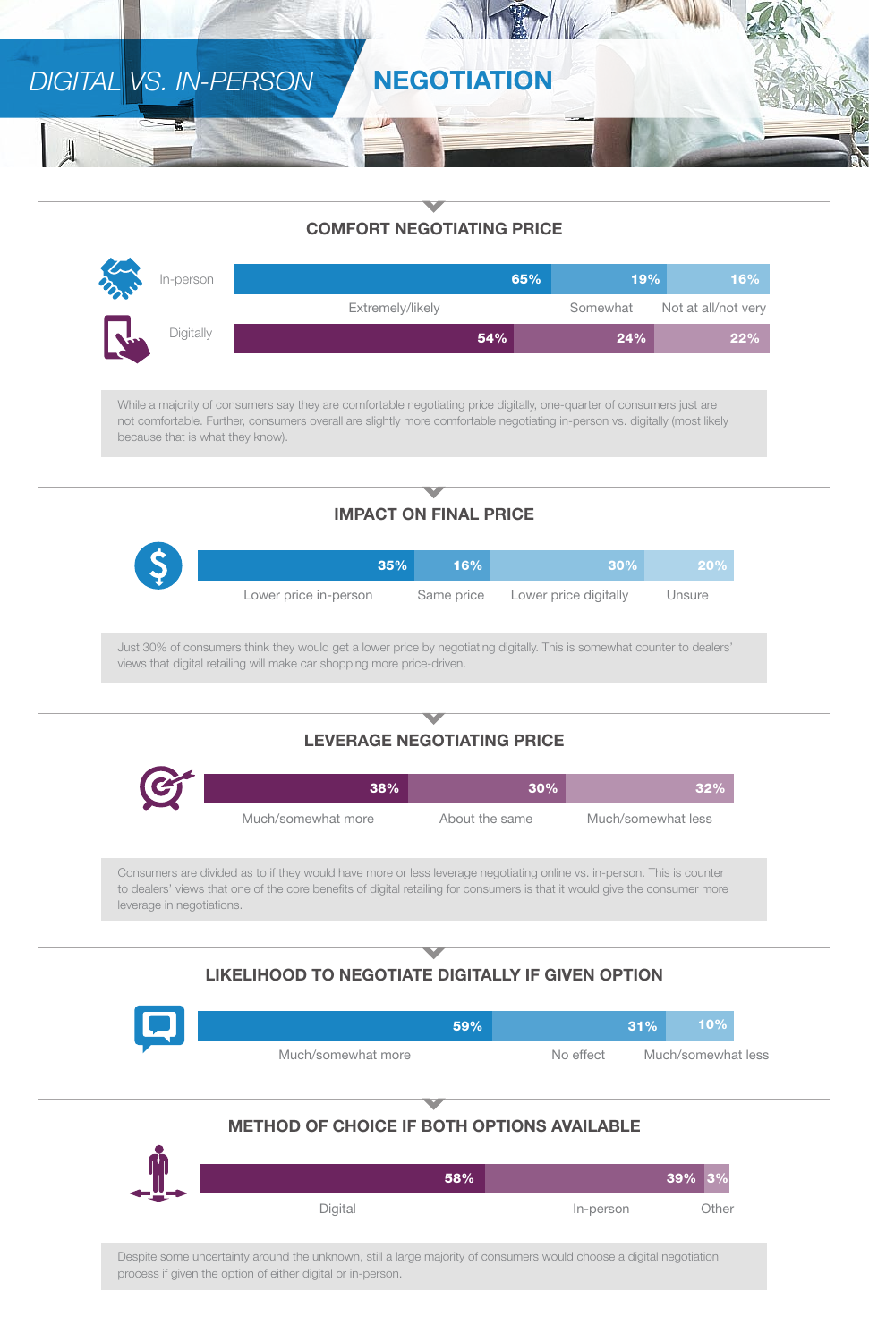# DIGITAL VS. IN-PERSON NEGOTIATION

## COMFORT NEGOTIATING PRICE

| | Extremely/likely | Somewhat | Not at all/not very |
|---|---|---|---|
| In-person | 65% | 19% | 16% |
| Digitally | 54% | 24% | 22% |

While a majority of consumers say they are comfortable negotiating price digitally, one-quarter of consumers just are not comfortable. Further, consumers overall are slightly more comfortable negotiating in-person vs. digitally (most likely because that is what they know).

## IMPACT ON FINAL PRICE

| Lower price in-person | Same price | Lower price digitally | Unsure |
|---|---|---|---|
| 35% | 16% | 30% | 20% |

Just 30% of consumers think they would get a lower price by negotiating digitally. This is somewhat counter to dealers' views that digital retailing will make car shopping more price-driven.

## LEVERAGE NEGOTIATING PRICE

| Much/somewhat more | About the same | Much/somewhat less |
|---|---|---|
| 38% | 30% | 32% |

Consumers are divided as to if they would have more or less leverage negotiating online vs. in-person. This is counter to dealers' views that one of the core benefits of digital retailing for consumers is that it would give the consumer more leverage in negotiations.

## LIKELIHOOD TO NEGOTIATE DIGITALLY IF GIVEN OPTION

| Much/somewhat more | No effect | Much/somewhat less |
|---|---|---|
| 59% | 31% | 10% |

## METHOD OF CHOICE IF BOTH OPTIONS AVAILABLE

| Digital | In-person | Other |
|---|---|---|
| 58% | 39% | 3% |

Despite some uncertainty around the unknown, still a large majority of consumers would choose a digital negotiation process if given the option of either digital or in-person.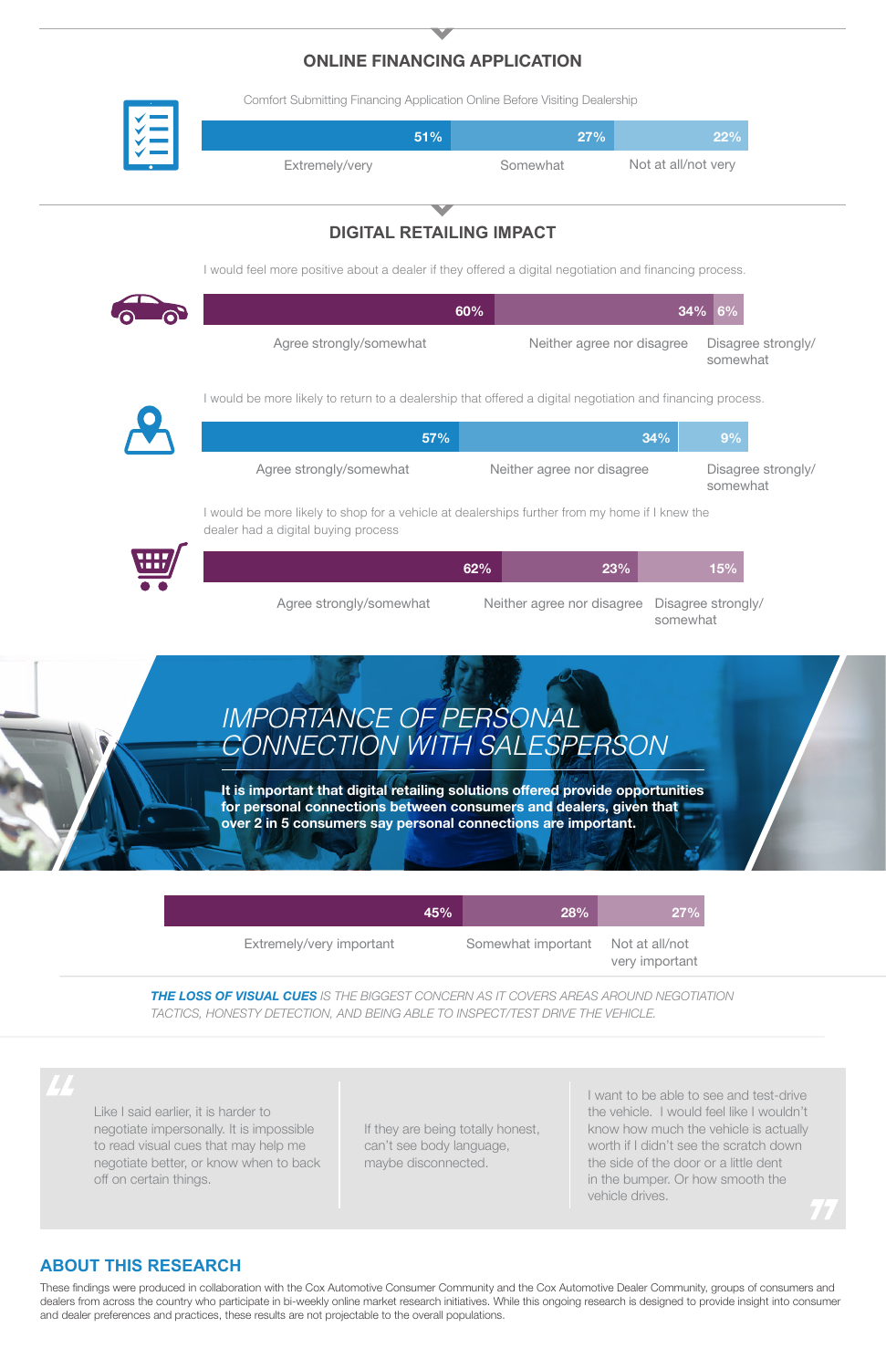## ONLINE FINANCING APPLICATION

Comfort Submitting Financing Application Online Before Visiting Dealership

51% Extremely/very
27% Somewhat
22% Not at all/not very

## DIGITAL RETAILING IMPACT

I would feel more positive about a dealer if they offered a digital negotiation and financing process.

60% Agree strongly/somewhat
34% Neither agree nor disagree
6% Disagree strongly/somewhat

I would be more likely to return to a dealership that offered a digital negotiation and financing process.

57% Agree strongly/somewhat
34% Neither agree nor disagree
9% Disagree strongly/somewhat

I would be more likely to shop for a vehicle at dealerships further from my home if I knew the dealer had a digital buying process

62% Agree strongly/somewhat
23% Neither agree nor disagree
15% Disagree strongly/somewhat

## *IMPORTANCE OF PERSONAL CONNECTION WITH SALESPERSON*

**It is important that digital retailing solutions offered provide opportunities for personal connections between consumers and dealers, given that over 2 in 5 consumers say personal connections are important.**

45% Extremely/very important
28% Somewhat important
27% Not at all/not very important

***THE LOSS OF VISUAL CUES*** *IS THE BIGGEST CONCERN AS IT COVERS AREAS AROUND NEGOTIATION TACTICS, HONESTY DETECTION, AND BEING ABLE TO INSPECT/TEST DRIVE THE VEHICLE.*

> Like I said earlier, it is harder to negotiate impersonally. It is impossible to read visual cues that may help me negotiate better, or know when to back off on certain things.

> If they are being totally honest, can't see body language, maybe disconnected.

> I want to be able to see and test-drive the vehicle. I would feel like I wouldn't know how much the vehicle is actually worth if I didn't see the scratch down the side of the door or a little dent in the bumper. Or how smooth the vehicle drives.

## ABOUT THIS RESEARCH

These findings were produced in collaboration with the Cox Automotive Consumer Community and the Cox Automotive Dealer Community, groups of consumers and dealers from across the country who participate in bi-weekly online market research initiatives. While this ongoing research is designed to provide insight into consumer and dealer preferences and practices, these results are not projectable to the overall populations.